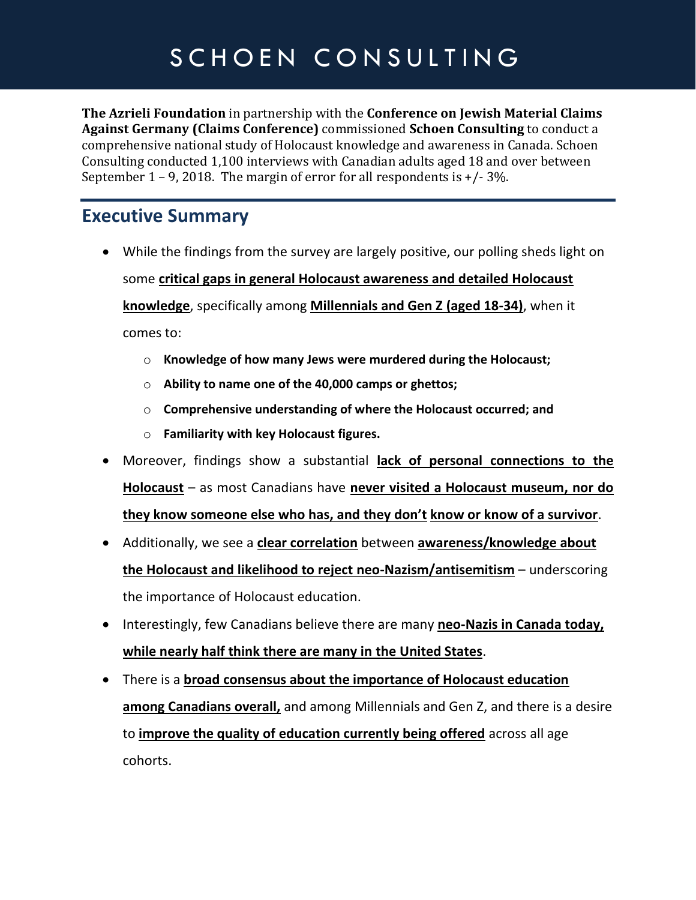# SCHOEN CONSULTING

**The Azrieli Foundation** in partnership with the **Conference on Jewish Material Claims Against Germany (Claims Conference)** commissioned **Schoen Consulting** to conduct a comprehensive national study of Holocaust knowledge and awareness in Canada. Schoen Consulting conducted 1,100 interviews with Canadian adults aged 18 and over between September 1 – 9, 2018. The margin of error for all respondents is +/- 3%.

## Executive Summary

- While the findings from the survey are largely positive, our polling sheds light on some **critical gaps in general Holocaust awareness and detailed Holocaust knowledge**, specifically among **Millennials and Gen Z (aged 18-34)**, when it comes to:
  - **Knowledge of how many Jews were murdered during the Holocaust;**
  - **Ability to name one of the 40,000 camps or ghettos;**
  - **Comprehensive understanding of where the Holocaust occurred; and**
  - **Familiarity with key Holocaust figures.**
- Moreover, findings show a substantial **lack of personal connections to the Holocaust** – as most Canadians have **never visited a Holocaust museum, nor do they know someone else who has, and they don't know or know of a survivor**.
- Additionally, we see a **clear correlation** between **awareness/knowledge about the Holocaust and likelihood to reject neo-Nazism/antisemitism** – underscoring the importance of Holocaust education.
- Interestingly, few Canadians believe there are many **neo-Nazis in Canada today, while nearly half think there are many in the United States**.
- There is a **broad consensus about the importance of Holocaust education among Canadians overall,** and among Millennials and Gen Z, and there is a desire to **improve the quality of education currently being offered** across all age cohorts.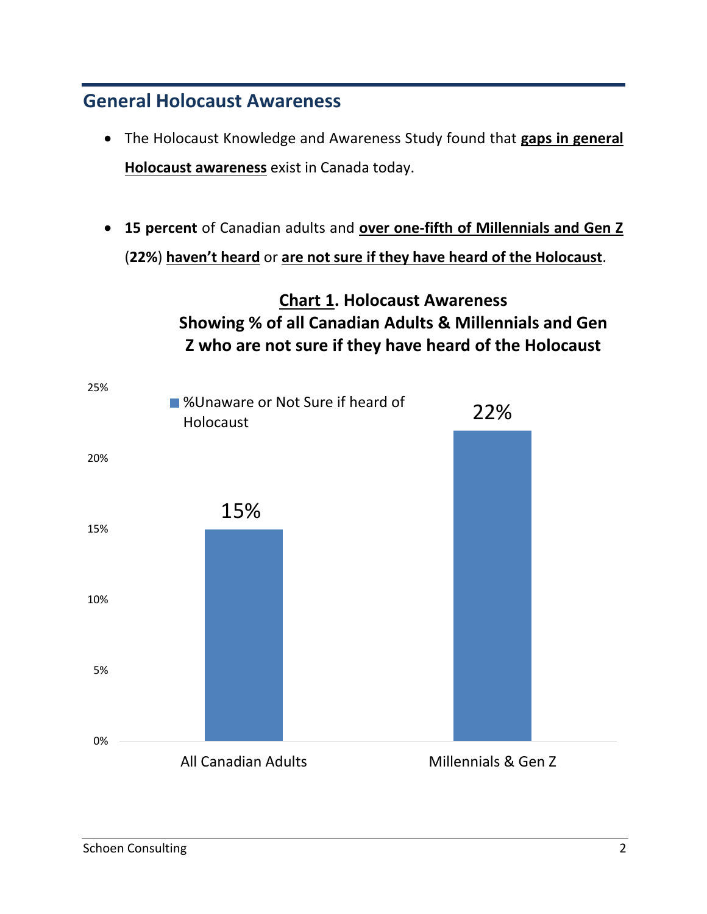## General Holocaust Awareness

- The Holocaust Knowledge and Awareness Study found that **gaps in general Holocaust awareness** exist in Canada today.

- **15 percent** of Canadian adults and **over one-fifth of Millennials and Gen Z** (**22%**) **haven't heard** or **are not sure if they have heard of the Holocaust**.

**Chart 1. Holocaust Awareness**
**Showing % of all Canadian Adults & Millennials and Gen Z who are not sure if they have heard of the Holocaust**

| | %Unaware or Not Sure if heard of Holocaust |
|---|---|
| All Canadian Adults | 15% |
| Millennials & Gen Z | 22% |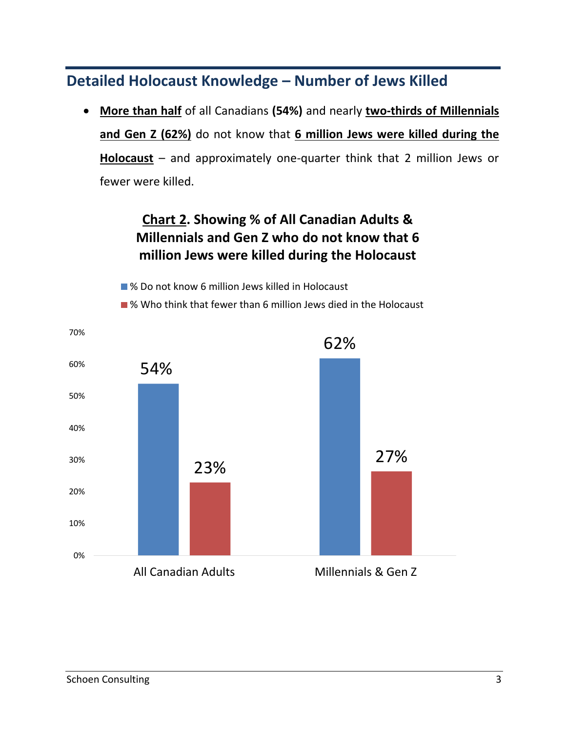## Detailed Holocaust Knowledge – Number of Jews Killed

- **More than half** of all Canadians **(54%)** and nearly **two-thirds of Millennials and Gen Z (62%)** do not know that **6 million Jews were killed during the Holocaust** – and approximately one-quarter think that 2 million Jews or fewer were killed.

**Chart 2. Showing % of All Canadian Adults & Millennials and Gen Z who do not know that 6 million Jews were killed during the Holocaust**

| | % Do not know 6 million Jews killed in Holocaust | % Who think that fewer than 6 million Jews died in the Holocaust |
|---|---|---|
| All Canadian Adults | 54% | 23% |
| Millennials & Gen Z | 62% | 27% |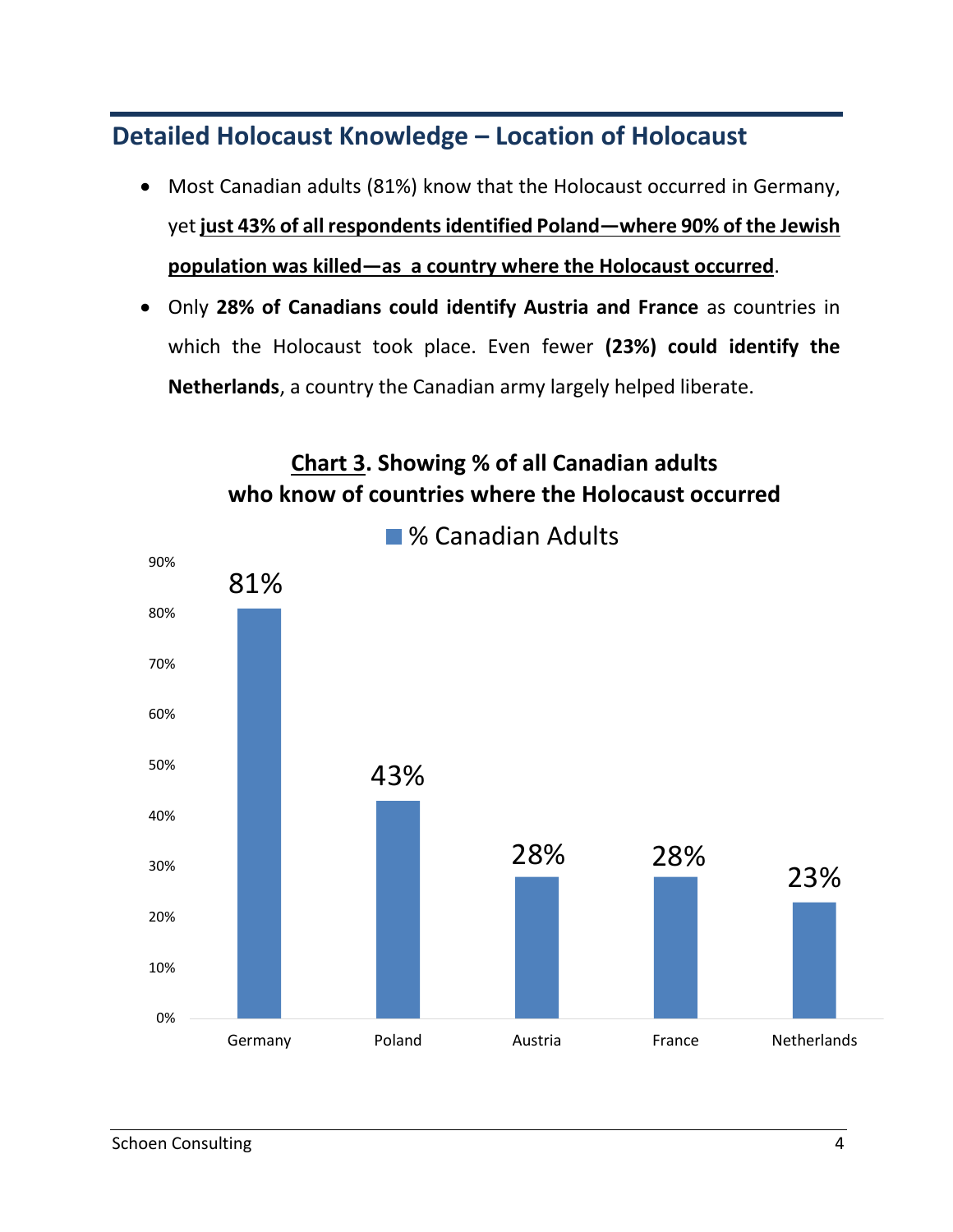## Detailed Holocaust Knowledge – Location of Holocaust

- Most Canadian adults (81%) know that the Holocaust occurred in Germany, yet **just 43% of all respondents identified Poland—where 90% of the Jewish population was killed—as a country where the Holocaust occurred**.
- Only **28% of Canadians could identify Austria and France** as countries in which the Holocaust took place. Even fewer **(23%) could identify the Netherlands**, a country the Canadian army largely helped liberate.

**Chart 3. Showing % of all Canadian adults who know of countries where the Holocaust occurred**

| Country | % Canadian Adults |
|---|---|
| Germany | 81% |
| Poland | 43% |
| Austria | 28% |
| France | 28% |
| Netherlands | 23% |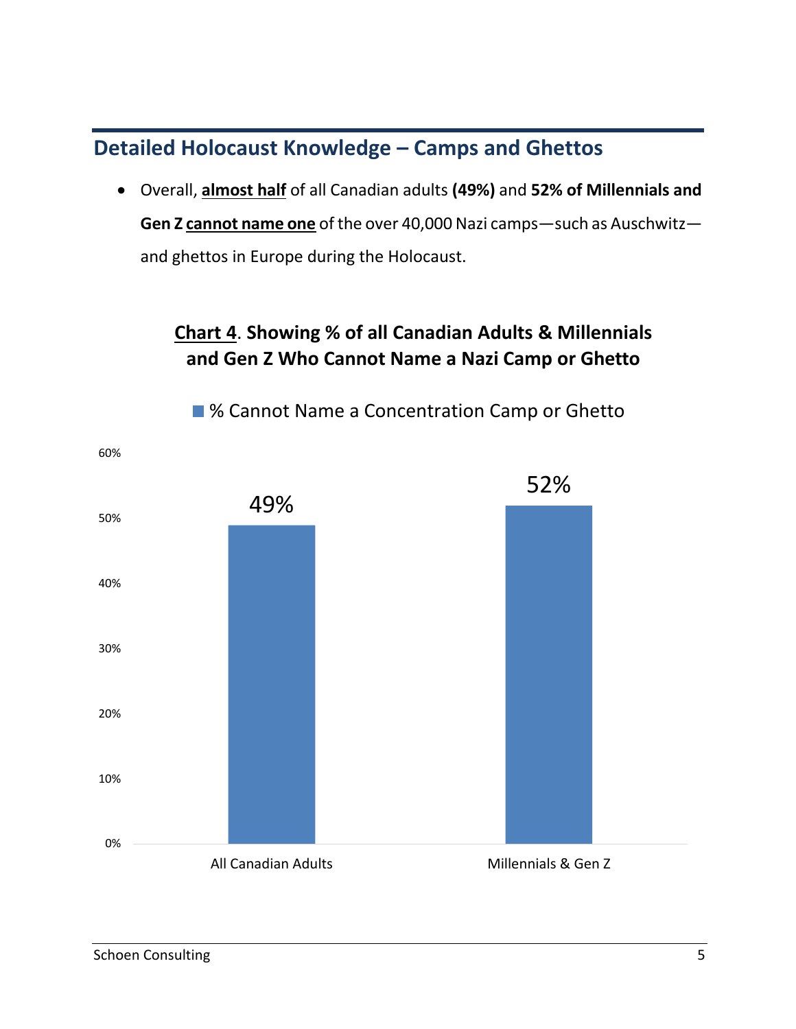## Detailed Holocaust Knowledge – Camps and Ghettos

- Overall, **almost half** of all Canadian adults **(49%)** and **52% of Millennials and Gen Z cannot name one** of the over 40,000 Nazi camps—such as Auschwitz—and ghettos in Europe during the Holocaust.

**Chart 4. Showing % of all Canadian Adults & Millennials and Gen Z Who Cannot Name a Nazi Camp or Ghetto**

| | % Cannot Name a Concentration Camp or Ghetto |
|---|---|
| All Canadian Adults | 49% |
| Millennials & Gen Z | 52% |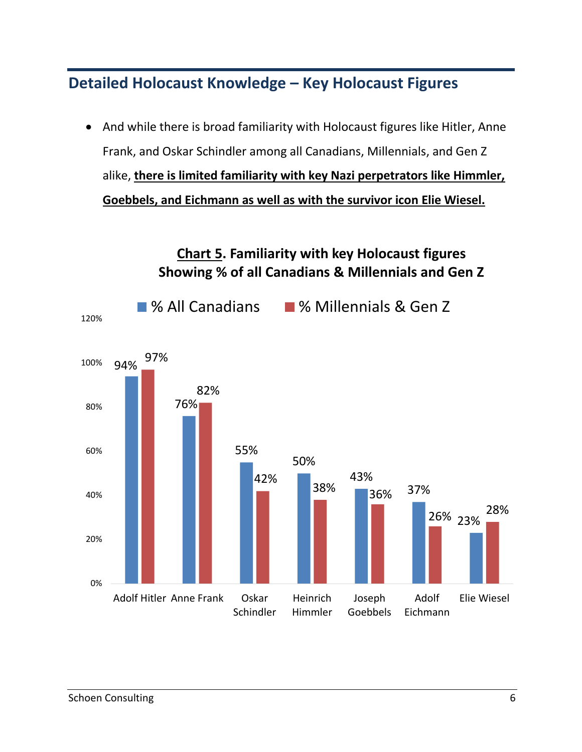## Detailed Holocaust Knowledge – Key Holocaust Figures

- And while there is broad familiarity with Holocaust figures like Hitler, Anne Frank, and Oskar Schindler among all Canadians, Millennials, and Gen Z alike, **there is limited familiarity with key Nazi perpetrators like Himmler, Goebbels, and Eichmann as well as with the survivor icon Elie Wiesel.**

**Chart 5. Familiarity with key Holocaust figures**
**Showing % of all Canadians & Millennials and Gen Z**

| | % All Canadians | % Millennials & Gen Z |
|---|---|---|
| Adolf Hitler | 94% | 97% |
| Anne Frank | 76% | 82% |
| Oskar Schindler | 55% | 42% |
| Heinrich Himmler | 50% | 38% |
| Joseph Goebbels | 43% | 36% |
| Adolf Eichmann | 37% | 26% |
| Elie Wiesel | 23% | 28% |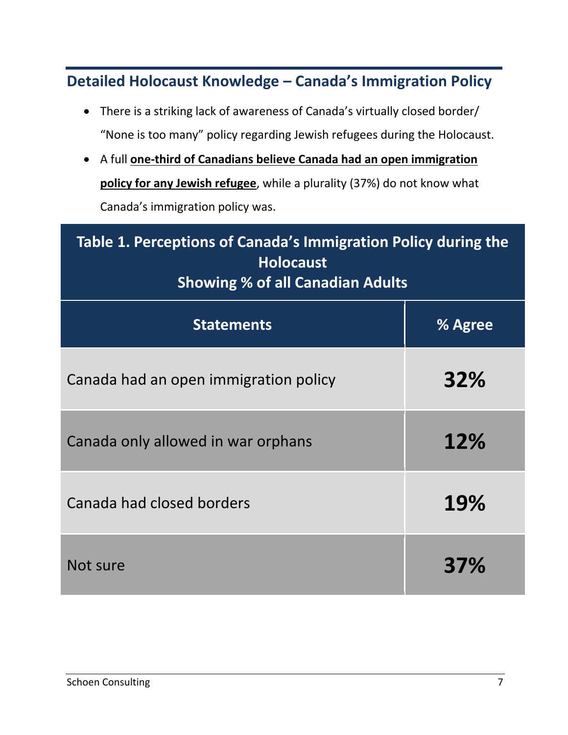## Detailed Holocaust Knowledge – Canada's Immigration Policy

- There is a striking lack of awareness of Canada's virtually closed border/ "None is too many" policy regarding Jewish refugees during the Holocaust.
- A full **one-third of Canadians believe Canada had an open immigration policy for any Jewish refugee**, while a plurality (37%) do not know what Canada's immigration policy was.

**Table 1. Perceptions of Canada's Immigration Policy during the Holocaust**
**Showing % of all Canadian Adults**

| Statements | % Agree |
|---|---|
| Canada had an open immigration policy | **32%** |
| Canada only allowed in war orphans | **12%** |
| Canada had closed borders | **19%** |
| Not sure | **37%** |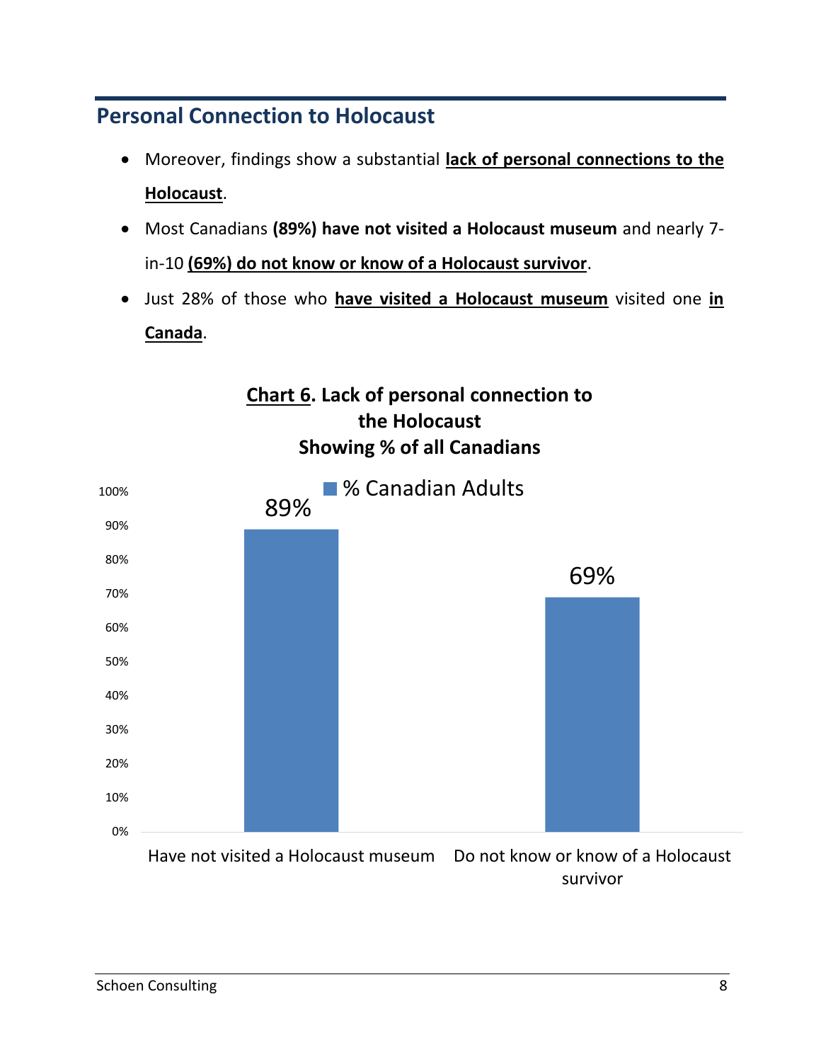## Personal Connection to Holocaust

- Moreover, findings show a substantial **lack of personal connections to the Holocaust**.
- Most Canadians **(89%) have not visited a Holocaust museum** and nearly 7-in-10 **(69%) do not know or know of a Holocaust survivor**.
- Just 28% of those who **have visited a Holocaust museum** visited one **in Canada**.

**Chart 6. Lack of personal connection to the Holocaust**
**Showing % of all Canadians**

| | % Canadian Adults |
|---|---|
| Have not visited a Holocaust museum | 89% |
| Do not know or know of a Holocaust survivor | 69% |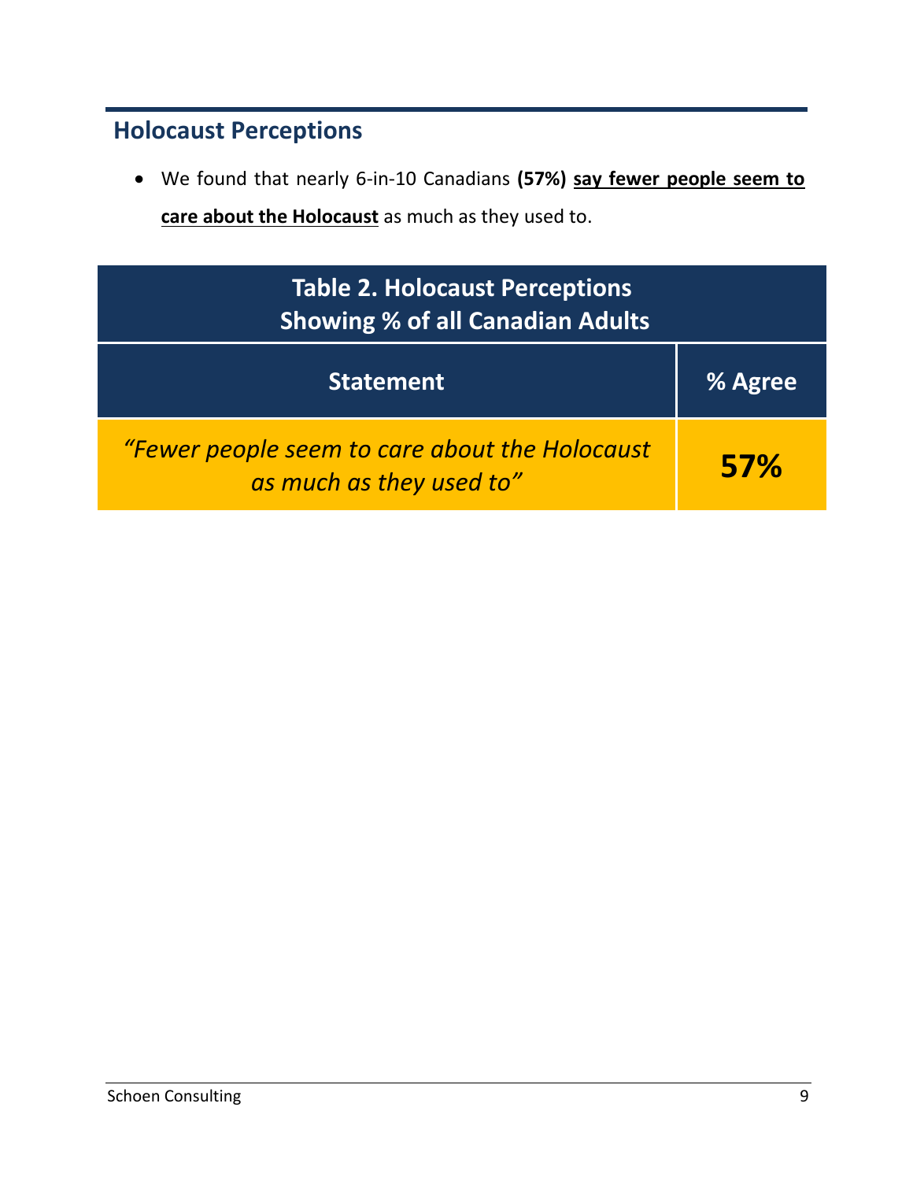## Holocaust Perceptions

- We found that nearly 6-in-10 Canadians **(57%)** **say fewer people seem to care about the Holocaust** as much as they used to.

| **Table 2. Holocaust Perceptions Showing % of all Canadian Adults** | |
|---|---|
| **Statement** | **% Agree** |
| *"Fewer people seem to care about the Holocaust as much as they used to"* | **57%** |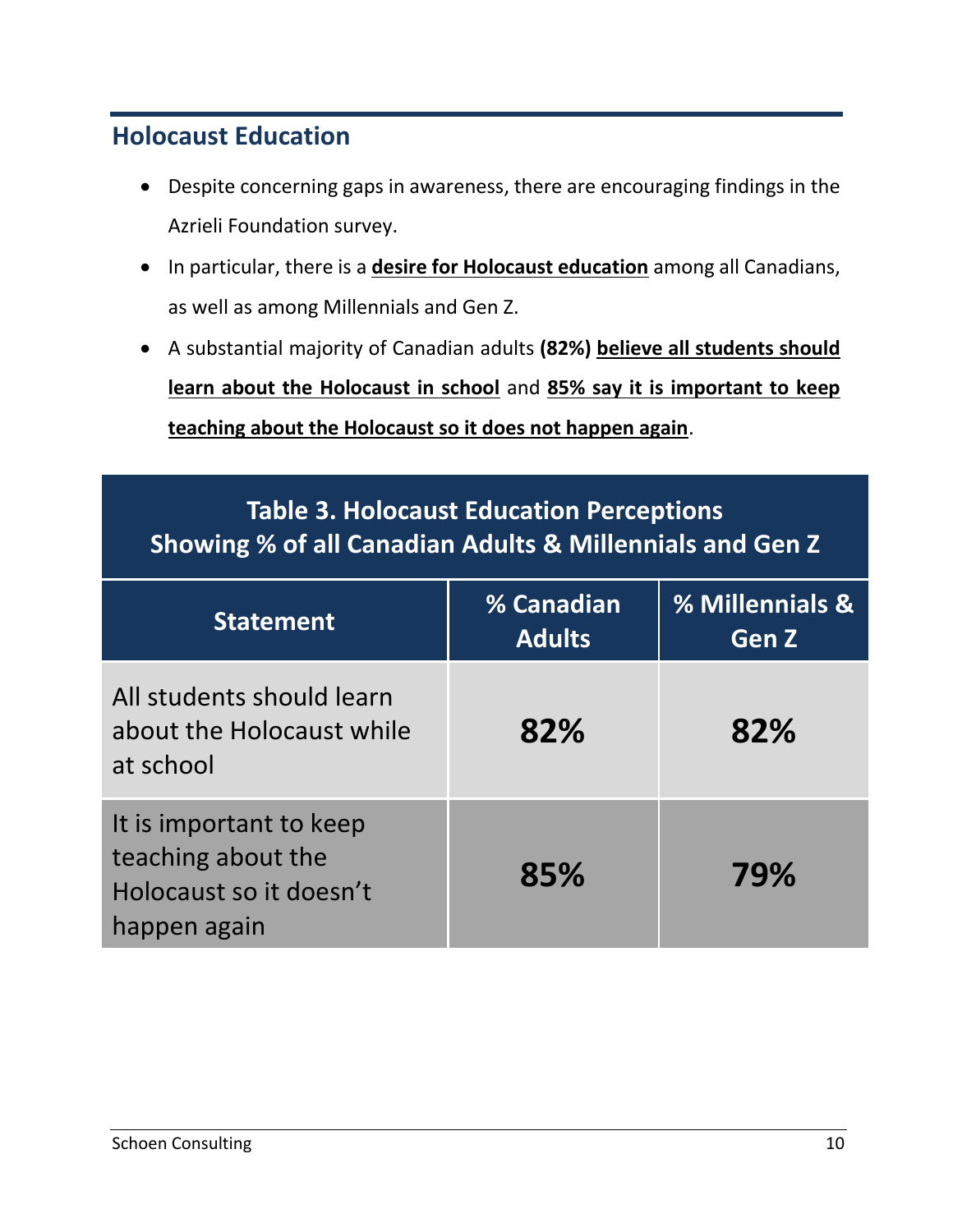## Holocaust Education

- Despite concerning gaps in awareness, there are encouraging findings in the Azrieli Foundation survey.
- In particular, there is a **desire for Holocaust education** among all Canadians, as well as among Millennials and Gen Z.
- A substantial majority of Canadian adults **(82%) believe all students should learn about the Holocaust in school** and **85% say it is important to keep teaching about the Holocaust so it does not happen again**.

**Table 3. Holocaust Education Perceptions**
**Showing % of all Canadian Adults & Millennials and Gen Z**

| Statement | % Canadian Adults | % Millennials & Gen Z |
|---|---|---|
| All students should learn about the Holocaust while at school | **82%** | **82%** |
| It is important to keep teaching about the Holocaust so it doesn't happen again | **85%** | **79%** |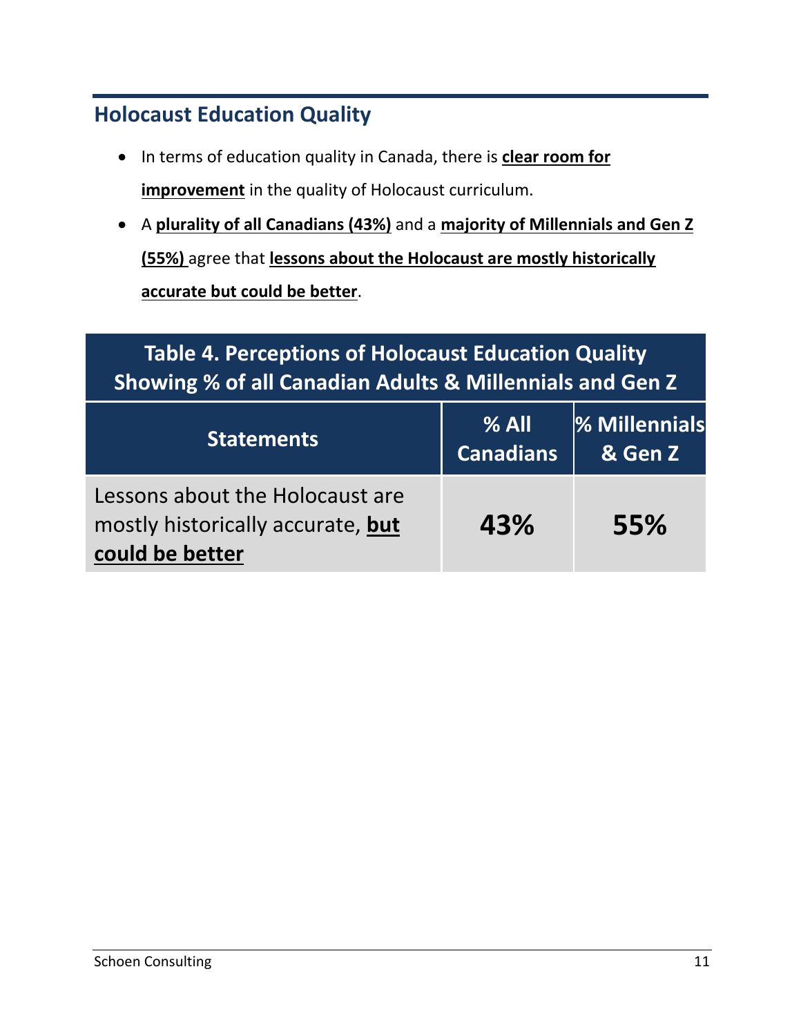## Holocaust Education Quality

- In terms of education quality in Canada, there is **clear room for improvement** in the quality of Holocaust curriculum.
- A **plurality of all Canadians (43%)** and a **majority of Millennials and Gen Z (55%)** agree that **lessons about the Holocaust are mostly historically accurate but could be better**.

**Table 4. Perceptions of Holocaust Education Quality Showing % of all Canadian Adults & Millennials and Gen Z**

| Statements | % All Canadians | % Millennials & Gen Z |
|---|---|---|
| Lessons about the Holocaust are mostly historically accurate, **but could be better** | **43%** | **55%** |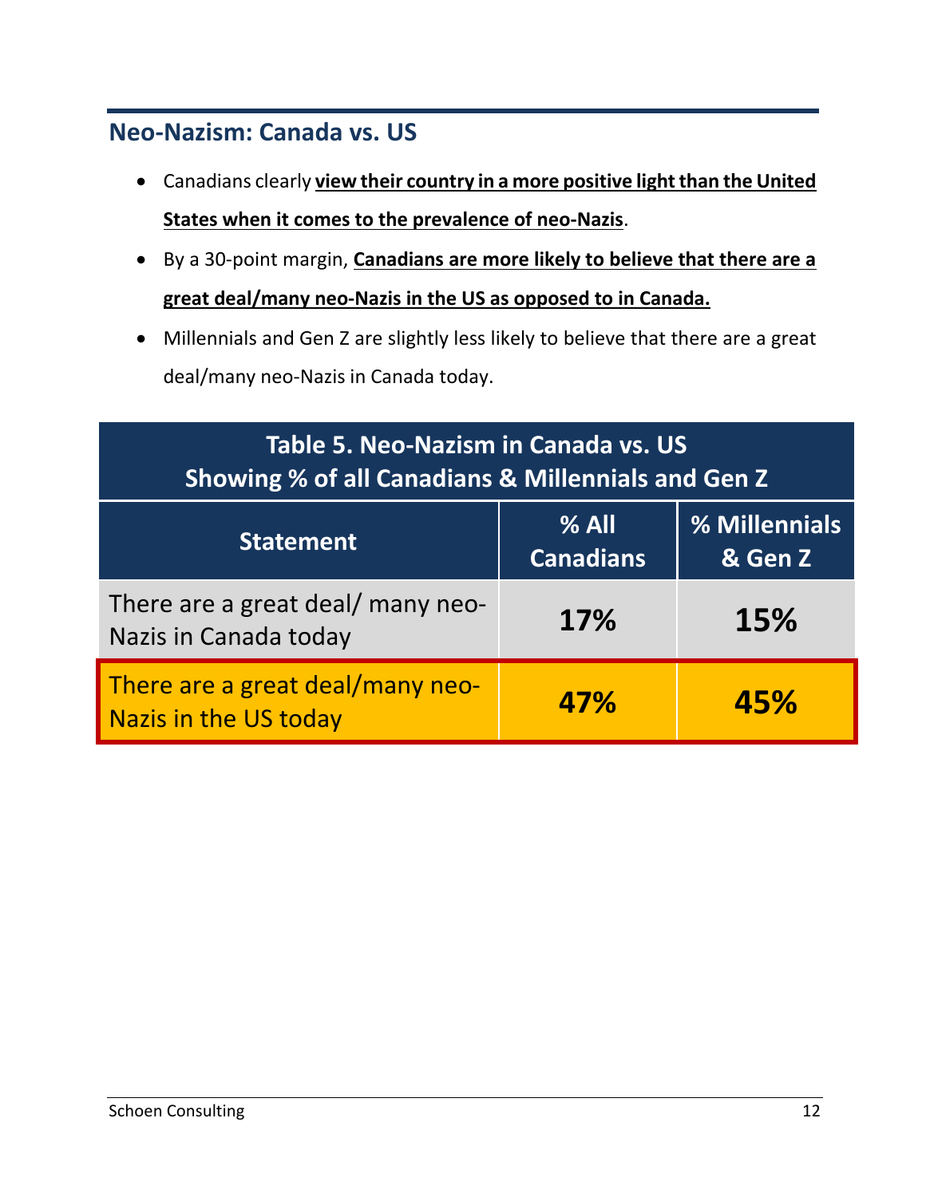## Neo-Nazism: Canada vs. US

- Canadians clearly **view their country in a more positive light than the United States when it comes to the prevalence of neo-Nazis**.
- By a 30-point margin, **Canadians are more likely to believe that there are a great deal/many neo-Nazis in the US as opposed to in Canada.**
- Millennials and Gen Z are slightly less likely to believe that there are a great deal/many neo-Nazis in Canada today.

**Table 5. Neo-Nazism in Canada vs. US**
**Showing % of all Canadians & Millennials and Gen Z**

| Statement | % All Canadians | % Millennials & Gen Z |
|---|---|---|
| There are a great deal/ many neo-Nazis in Canada today | **17%** | **15%** |
| There are a great deal/many neo-Nazis in the US today | **47%** | **45%** |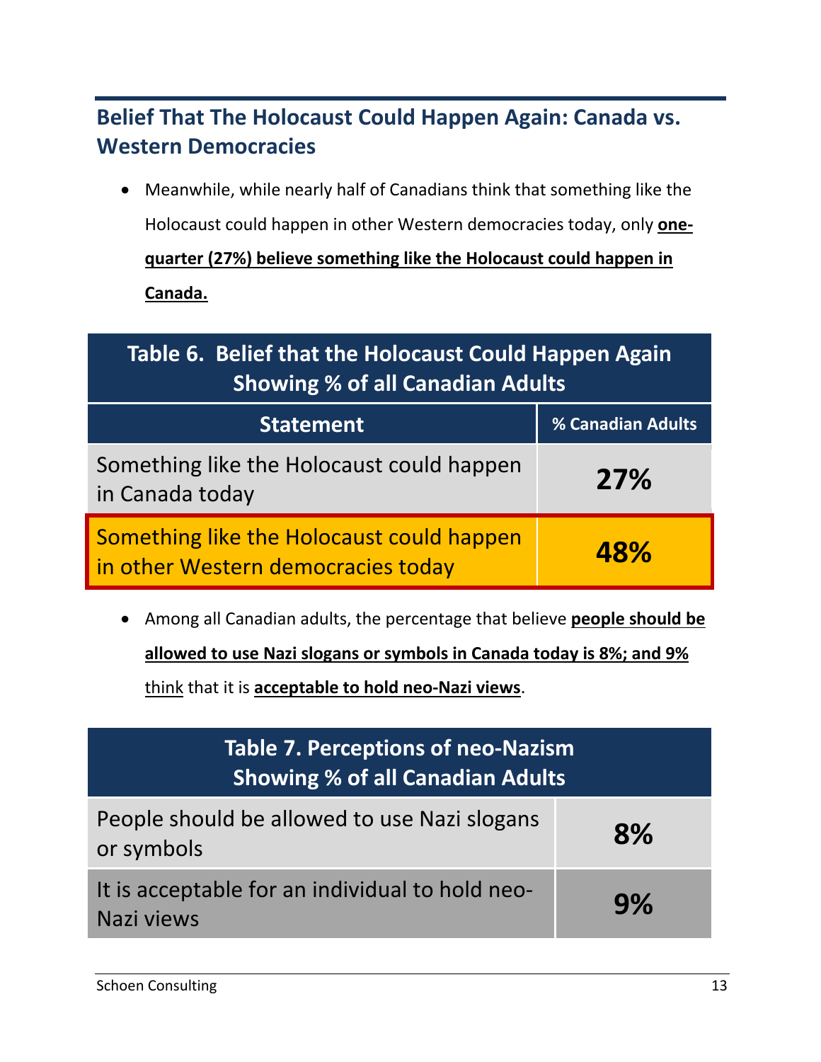## Belief That The Holocaust Could Happen Again: Canada vs. Western Democracies

- Meanwhile, while nearly half of Canadians think that something like the Holocaust could happen in other Western democracies today, only **one-quarter (27%) believe something like the Holocaust could happen in Canada.**

| Table 6. Belief that the Holocaust Could Happen Again Showing % of all Canadian Adults | |
|---|---|
| **Statement** | **% Canadian Adults** |
| Something like the Holocaust could happen in Canada today | **27%** |
| Something like the Holocaust could happen in other Western democracies today | **48%** |

- Among all Canadian adults, the percentage that believe **people should be allowed to use Nazi slogans or symbols in Canada today is 8%; and 9%** think that it is **acceptable to hold neo-Nazi views**.

| Table 7. Perceptions of neo-Nazism Showing % of all Canadian Adults | |
|---|---|
| People should be allowed to use Nazi slogans or symbols | **8%** |
| It is acceptable for an individual to hold neo-Nazi views | **9%** |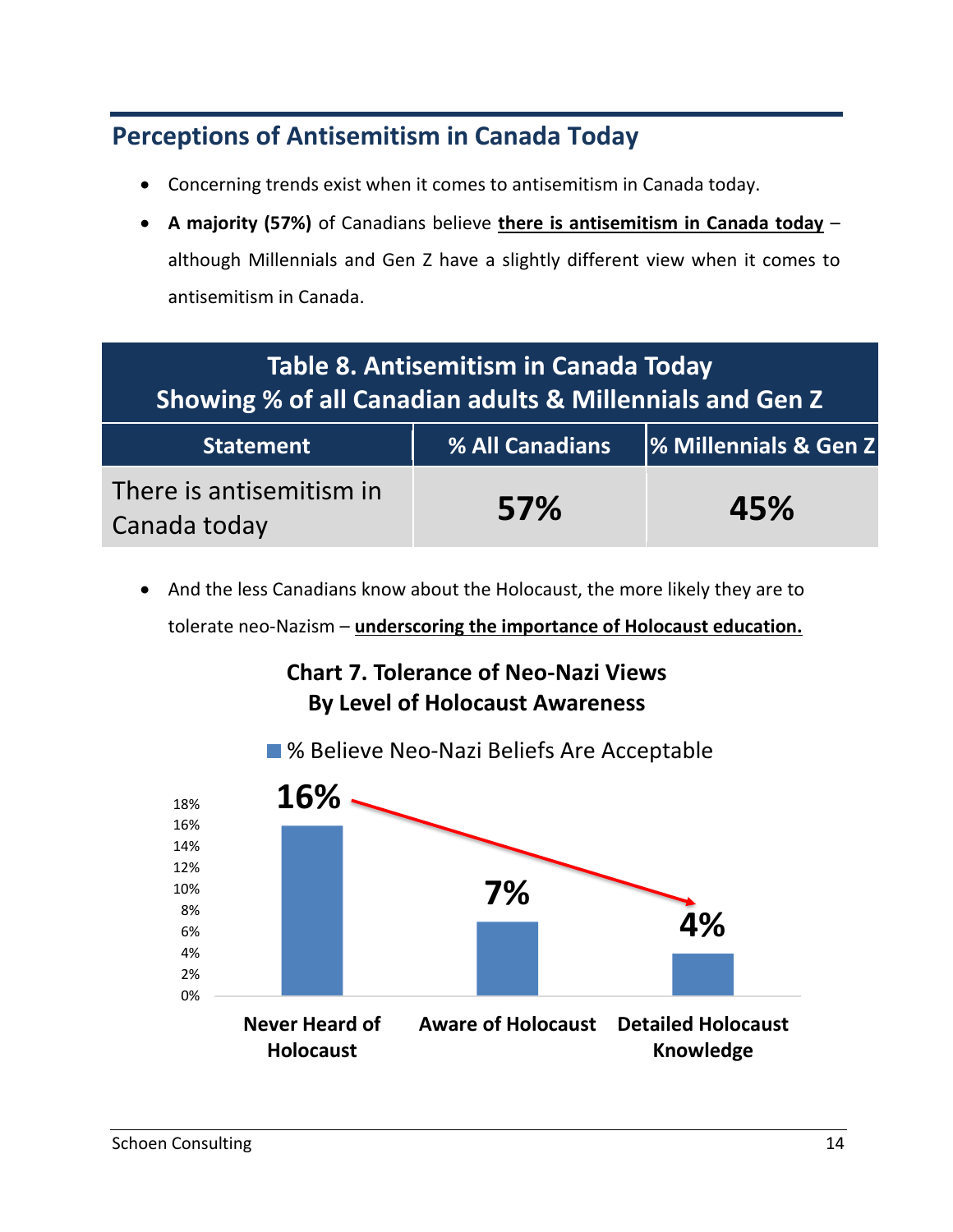## Perceptions of Antisemitism in Canada Today

- Concerning trends exist when it comes to antisemitism in Canada today.
- **A majority (57%)** of Canadians believe **there is antisemitism in Canada today** – although Millennials and Gen Z have a slightly different view when it comes to antisemitism in Canada.

**Table 8. Antisemitism in Canada Today**
**Showing % of all Canadian adults & Millennials and Gen Z**

| Statement | % All Canadians | % Millennials & Gen Z |
|---|---|---|
| There is antisemitism in Canada today | **57%** | **45%** |

- And the less Canadians know about the Holocaust, the more likely they are to tolerate neo-Nazism – **underscoring the importance of Holocaust education.**

**Chart 7. Tolerance of Neo-Nazi Views**
**By Level of Holocaust Awareness**

% Believe Neo-Nazi Beliefs Are Acceptable

18%
16%
14%
12%
10%
8%
6%
4%
2%
0%

16%
7%
4%

Never Heard of Holocaust
Aware of Holocaust
Detailed Holocaust Knowledge

Schoen Consulting